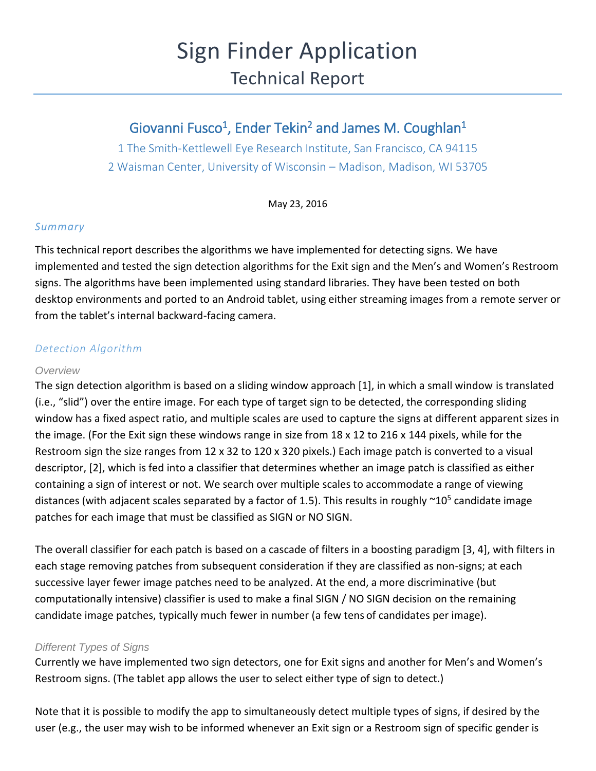# Sign Finder Application

## Technical Report

### Giovanni Fusco[1], Ender Tekin[2] and James M. Coughlan[1]

1 The Smith-Kettlewell Eye Research Institute, San Francisco, CA 94115

2 Waisman Center, University of Wisconsin – Madison, Madison, WI 53705

May 23, 2016

### *Summary*

This technical report describes the algorithms we have implemented for detecting signs. We have implemented and tested the sign detection algorithms for the Exit sign and the Men's and Women's Restroom signs. The algorithms have been implemented using standard libraries. They have been tested on both desktop environments and ported to an Android tablet, using either streaming images from a remote server or from the tablet's internal backward-facing camera.

### *Detection Algorithm*

#### *Overview*

The sign detection algorithm is based on a sliding window approach [1], in which a small window is translated (i.e., "slid") over the entire image. For each type of target sign to be detected, the corresponding sliding window has a fixed aspect ratio, and multiple scales are used to capture the signs at different apparent sizes in the image. (For the Exit sign these windows range in size from 18 x 12 to 216 x 144 pixels, while for the Restroom sign the size ranges from 12 x 32 to 120 x 320 pixels.) Each image patch is converted to a visual descriptor, [2], which is fed into a classifier that determines whether an image patch is classified as either containing a sign of interest or not. We search over multiple scales to accommodate a range of viewing distances (with adjacent scales separated by a factor of 1.5). This results in roughly ~$10^5$ candidate image patches for each image that must be classified as SIGN or NO SIGN.

The overall classifier for each patch is based on a cascade of filters in a boosting paradigm [3, 4], with filters in each stage removing patches from subsequent consideration if they are classified as non-signs; at each successive layer fewer image patches need to be analyzed. At the end, a more discriminative (but computationally intensive) classifier is used to make a final SIGN / NO SIGN decision on the remaining candidate image patches, typically much fewer in number (a few tens of candidates per image).

#### *Different Types of Signs*

Currently we have implemented two sign detectors, one for Exit signs and another for Men's and Women's Restroom signs. (The tablet app allows the user to select either type of sign to detect.)

Note that it is possible to modify the app to simultaneously detect multiple types of signs, if desired by the user (e.g., the user may wish to be informed whenever an Exit sign or a Restroom sign of specific gender is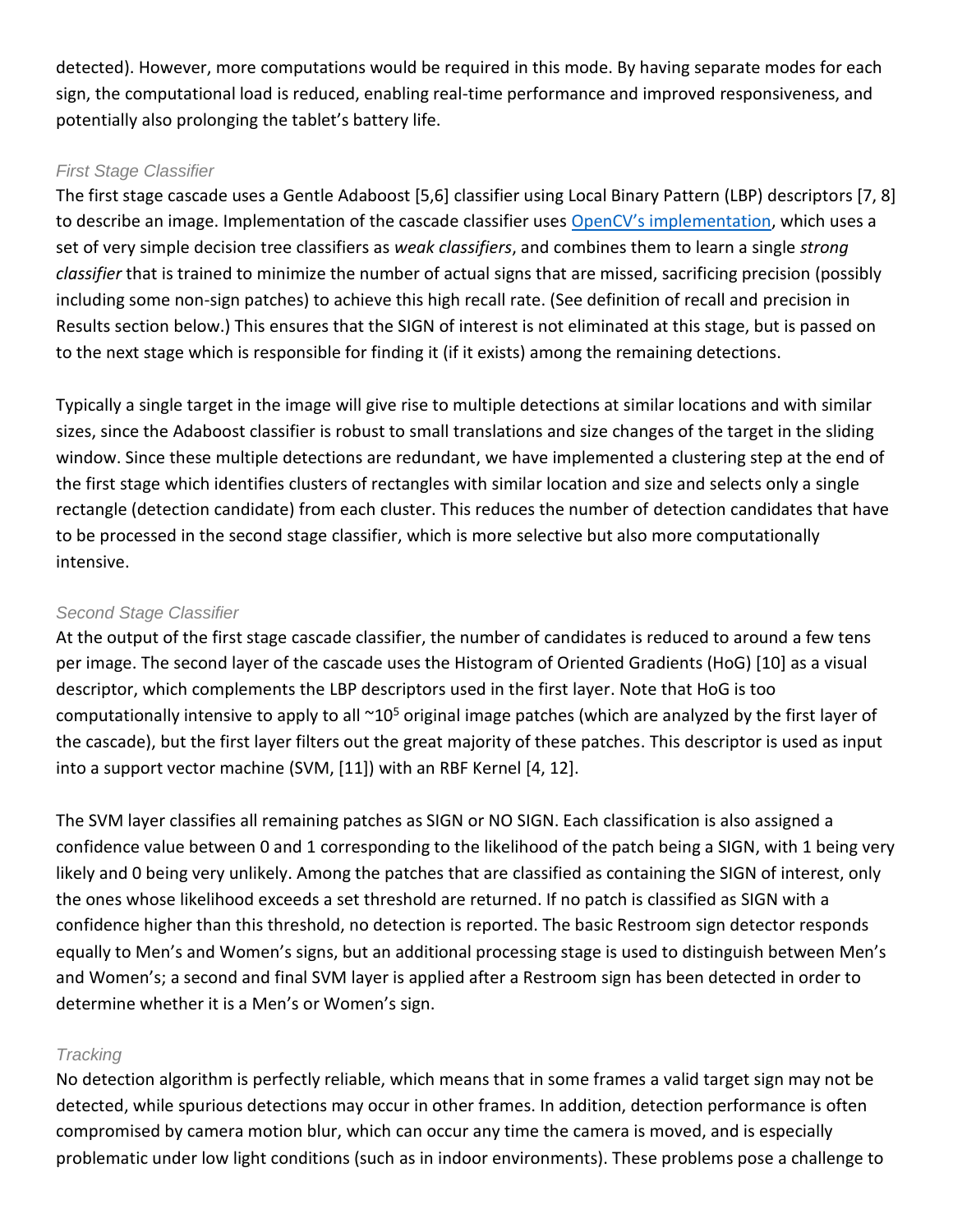detected). However, more computations would be required in this mode. By having separate modes for each sign, the computational load is reduced, enabling real-time performance and improved responsiveness, and potentially also prolonging the tablet's battery life.

### First Stage Classifier

The first stage cascade uses a Gentle Adaboost [5,6] classifier using Local Binary Pattern (LBP) descriptors [7, 8] to describe an image. Implementation of the cascade classifier uses OpenCV's implementation, which uses a set of very simple decision tree classifiers as *weak classifiers*, and combines them to learn a single *strong classifier* that is trained to minimize the number of actual signs that are missed, sacrificing precision (possibly including some non-sign patches) to achieve this high recall rate. (See definition of recall and precision in Results section below.) This ensures that the SIGN of interest is not eliminated at this stage, but is passed on to the next stage which is responsible for finding it (if it exists) among the remaining detections.

Typically a single target in the image will give rise to multiple detections at similar locations and with similar sizes, since the Adaboost classifier is robust to small translations and size changes of the target in the sliding window. Since these multiple detections are redundant, we have implemented a clustering step at the end of the first stage which identifies clusters of rectangles with similar location and size and selects only a single rectangle (detection candidate) from each cluster. This reduces the number of detection candidates that have to be processed in the second stage classifier, which is more selective but also more computationally intensive.

### Second Stage Classifier

At the output of the first stage cascade classifier, the number of candidates is reduced to around a few tens per image. The second layer of the cascade uses the Histogram of Oriented Gradients (HoG) [10] as a visual descriptor, which complements the LBP descriptors used in the first layer. Note that HoG is too computationally intensive to apply to all ~$10^5$ original image patches (which are analyzed by the first layer of the cascade), but the first layer filters out the great majority of these patches. This descriptor is used as input into a support vector machine (SVM, [11]) with an RBF Kernel [4, 12].

The SVM layer classifies all remaining patches as SIGN or NO SIGN. Each classification is also assigned a confidence value between 0 and 1 corresponding to the likelihood of the patch being a SIGN, with 1 being very likely and 0 being very unlikely. Among the patches that are classified as containing the SIGN of interest, only the ones whose likelihood exceeds a set threshold are returned. If no patch is classified as SIGN with a confidence higher than this threshold, no detection is reported. The basic Restroom sign detector responds equally to Men's and Women's signs, but an additional processing stage is used to distinguish between Men's and Women's; a second and final SVM layer is applied after a Restroom sign has been detected in order to determine whether it is a Men's or Women's sign.

### Tracking

No detection algorithm is perfectly reliable, which means that in some frames a valid target sign may not be detected, while spurious detections may occur in other frames. In addition, detection performance is often compromised by camera motion blur, which can occur any time the camera is moved, and is especially problematic under low light conditions (such as in indoor environments). These problems pose a challenge to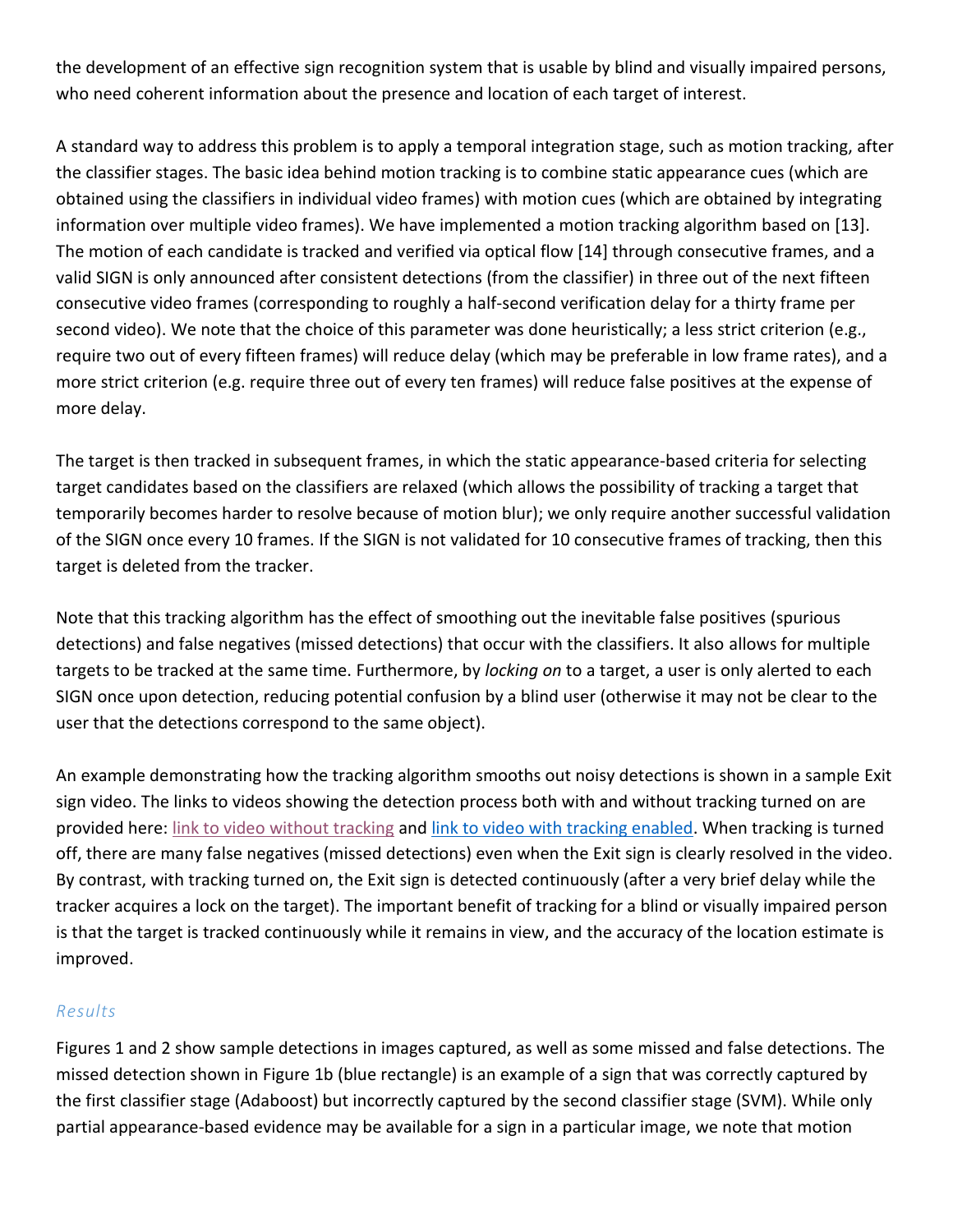the development of an effective sign recognition system that is usable by blind and visually impaired persons, who need coherent information about the presence and location of each target of interest.

A standard way to address this problem is to apply a temporal integration stage, such as motion tracking, after the classifier stages. The basic idea behind motion tracking is to combine static appearance cues (which are obtained using the classifiers in individual video frames) with motion cues (which are obtained by integrating information over multiple video frames). We have implemented a motion tracking algorithm based on [13]. The motion of each candidate is tracked and verified via optical flow [14] through consecutive frames, and a valid SIGN is only announced after consistent detections (from the classifier) in three out of the next fifteen consecutive video frames (corresponding to roughly a half-second verification delay for a thirty frame per second video). We note that the choice of this parameter was done heuristically; a less strict criterion (e.g., require two out of every fifteen frames) will reduce delay (which may be preferable in low frame rates), and a more strict criterion (e.g. require three out of every ten frames) will reduce false positives at the expense of more delay.

The target is then tracked in subsequent frames, in which the static appearance-based criteria for selecting target candidates based on the classifiers are relaxed (which allows the possibility of tracking a target that temporarily becomes harder to resolve because of motion blur); we only require another successful validation of the SIGN once every 10 frames. If the SIGN is not validated for 10 consecutive frames of tracking, then this target is deleted from the tracker.

Note that this tracking algorithm has the effect of smoothing out the inevitable false positives (spurious detections) and false negatives (missed detections) that occur with the classifiers. It also allows for multiple targets to be tracked at the same time. Furthermore, by *locking on* to a target, a user is only alerted to each SIGN once upon detection, reducing potential confusion by a blind user (otherwise it may not be clear to the user that the detections correspond to the same object).

An example demonstrating how the tracking algorithm smooths out noisy detections is shown in a sample Exit sign video. The links to videos showing the detection process both with and without tracking turned on are provided here: link to video without tracking and link to video with tracking enabled. When tracking is turned off, there are many false negatives (missed detections) even when the Exit sign is clearly resolved in the video. By contrast, with tracking turned on, the Exit sign is detected continuously (after a very brief delay while the tracker acquires a lock on the target). The important benefit of tracking for a blind or visually impaired person is that the target is tracked continuously while it remains in view, and the accuracy of the location estimate is improved.

### *Results*

Figures 1 and 2 show sample detections in images captured, as well as some missed and false detections. The missed detection shown in Figure 1b (blue rectangle) is an example of a sign that was correctly captured by the first classifier stage (Adaboost) but incorrectly captured by the second classifier stage (SVM). While only partial appearance-based evidence may be available for a sign in a particular image, we note that motion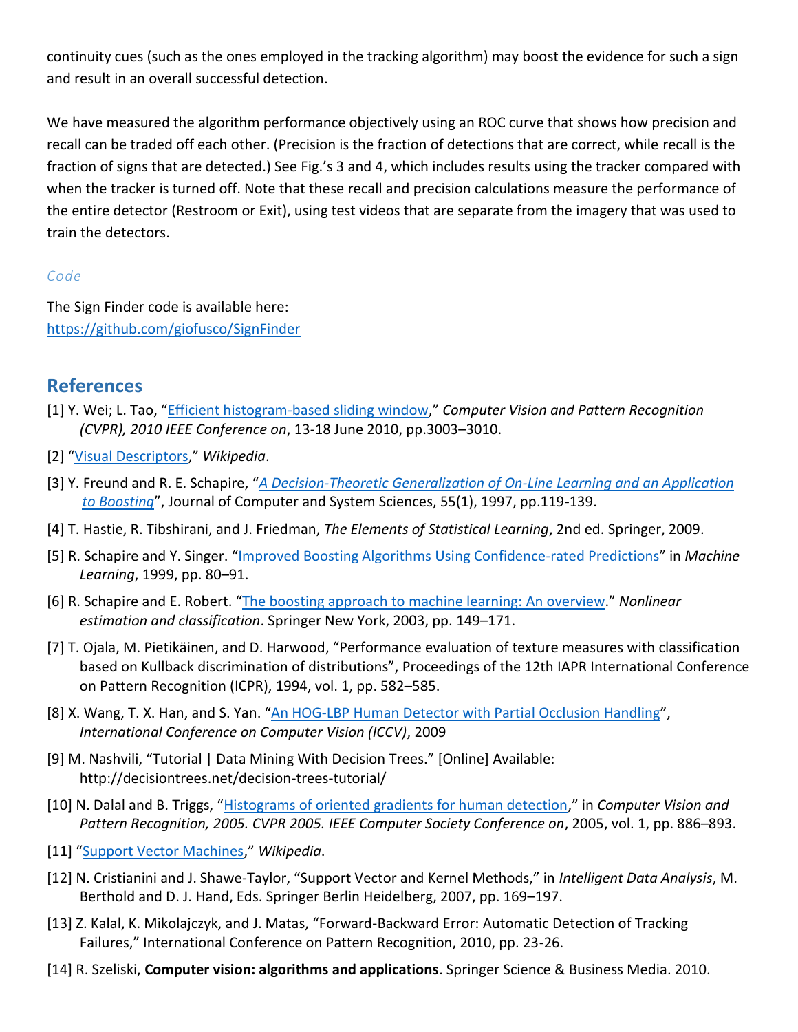continuity cues (such as the ones employed in the tracking algorithm) may boost the evidence for such a sign and result in an overall successful detection.

We have measured the algorithm performance objectively using an ROC curve that shows how precision and recall can be traded off each other. (Precision is the fraction of detections that are correct, while recall is the fraction of signs that are detected.) See Fig.'s 3 and 4, which includes results using the tracker compared with when the tracker is turned off. Note that these recall and precision calculations measure the performance of the entire detector (Restroom or Exit), using test videos that are separate from the imagery that was used to train the detectors.

### *Code*

The Sign Finder code is available here:
https://github.com/giofusco/SignFinder

## References

[1] Y. Wei; L. Tao, "Efficient histogram-based sliding window," *Computer Vision and Pattern Recognition (CVPR), 2010 IEEE Conference on*, 13-18 June 2010, pp.3003–3010.

[2] "Visual Descriptors," *Wikipedia*.

[3] Y. Freund and R. E. Schapire, "*A Decision-Theoretic Generalization of On-Line Learning and an Application to Boosting*", Journal of Computer and System Sciences, 55(1), 1997, pp.119-139.

[4] T. Hastie, R. Tibshirani, and J. Friedman, *The Elements of Statistical Learning*, 2nd ed. Springer, 2009.

[5] R. Schapire and Y. Singer. "Improved Boosting Algorithms Using Confidence-rated Predictions" in *Machine Learning*, 1999, pp. 80–91.

[6] R. Schapire and E. Robert. "The boosting approach to machine learning: An overview." *Nonlinear estimation and classification*. Springer New York, 2003, pp. 149–171.

[7] T. Ojala, M. Pietikäinen, and D. Harwood, "Performance evaluation of texture measures with classification based on Kullback discrimination of distributions", Proceedings of the 12th IAPR International Conference on Pattern Recognition (ICPR), 1994, vol. 1, pp. 582–585.

[8] X. Wang, T. X. Han, and S. Yan. "An HOG-LBP Human Detector with Partial Occlusion Handling", *International Conference on Computer Vision (ICCV)*, 2009

[9] M. Nashvili, "Tutorial | Data Mining With Decision Trees." [Online] Available: http://decisiontrees.net/decision-trees-tutorial/

[10] N. Dalal and B. Triggs, "Histograms of oriented gradients for human detection," in *Computer Vision and Pattern Recognition, 2005. CVPR 2005. IEEE Computer Society Conference on*, 2005, vol. 1, pp. 886–893.

[11] "Support Vector Machines," *Wikipedia*.

[12] N. Cristianini and J. Shawe-Taylor, "Support Vector and Kernel Methods," in *Intelligent Data Analysis*, M. Berthold and D. J. Hand, Eds. Springer Berlin Heidelberg, 2007, pp. 169–197.

[13] Z. Kalal, K. Mikolajczyk, and J. Matas, "Forward-Backward Error: Automatic Detection of Tracking Failures," International Conference on Pattern Recognition, 2010, pp. 23-26.

[14] R. Szeliski, **Computer vision: algorithms and applications**. Springer Science & Business Media. 2010.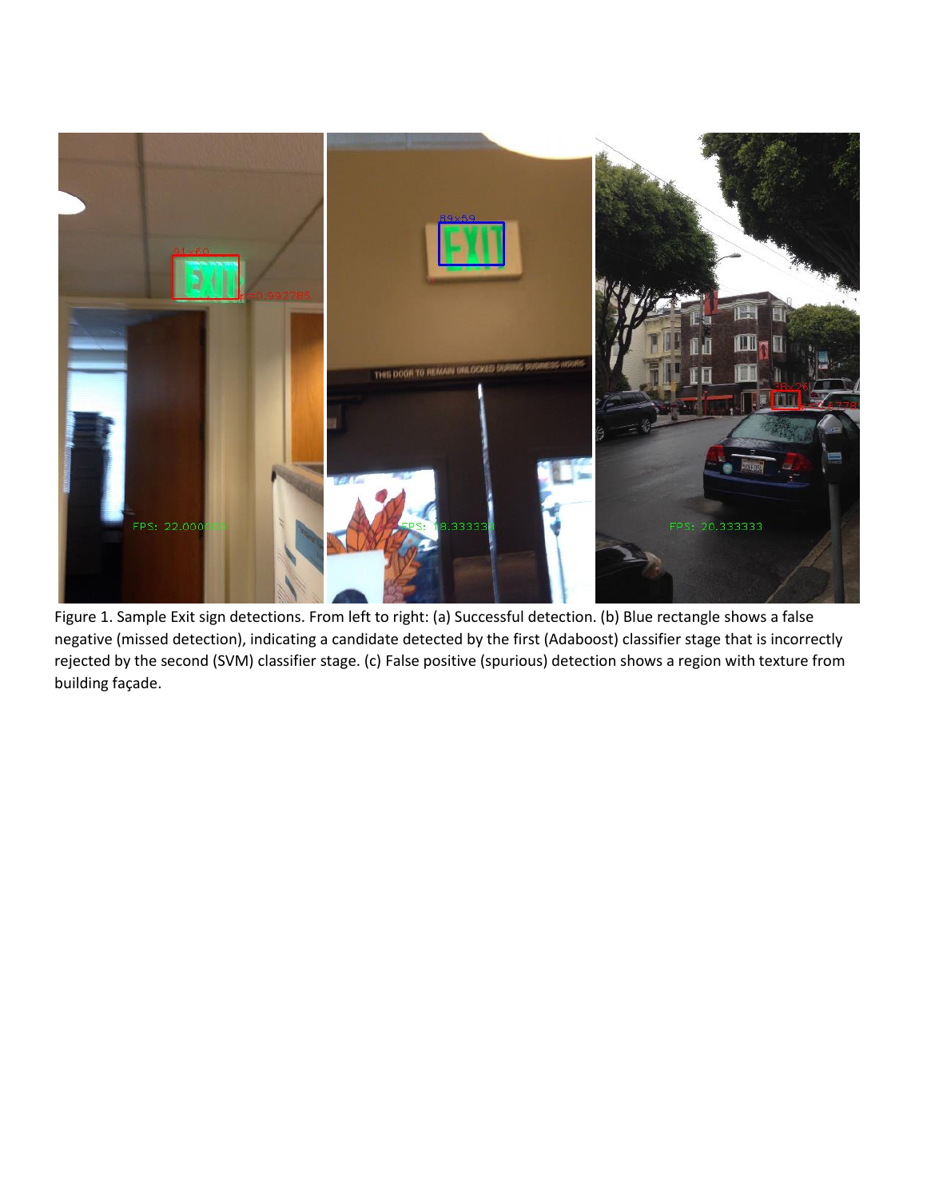Figure 1. Sample Exit sign detections. From left to right: (a) Successful detection. (b) Blue rectangle shows a false negative (missed detection), indicating a candidate detected by the first (Adaboost) classifier stage that is incorrectly rejected by the second (SVM) classifier stage. (c) False positive (spurious) detection shows a region with texture from building façade.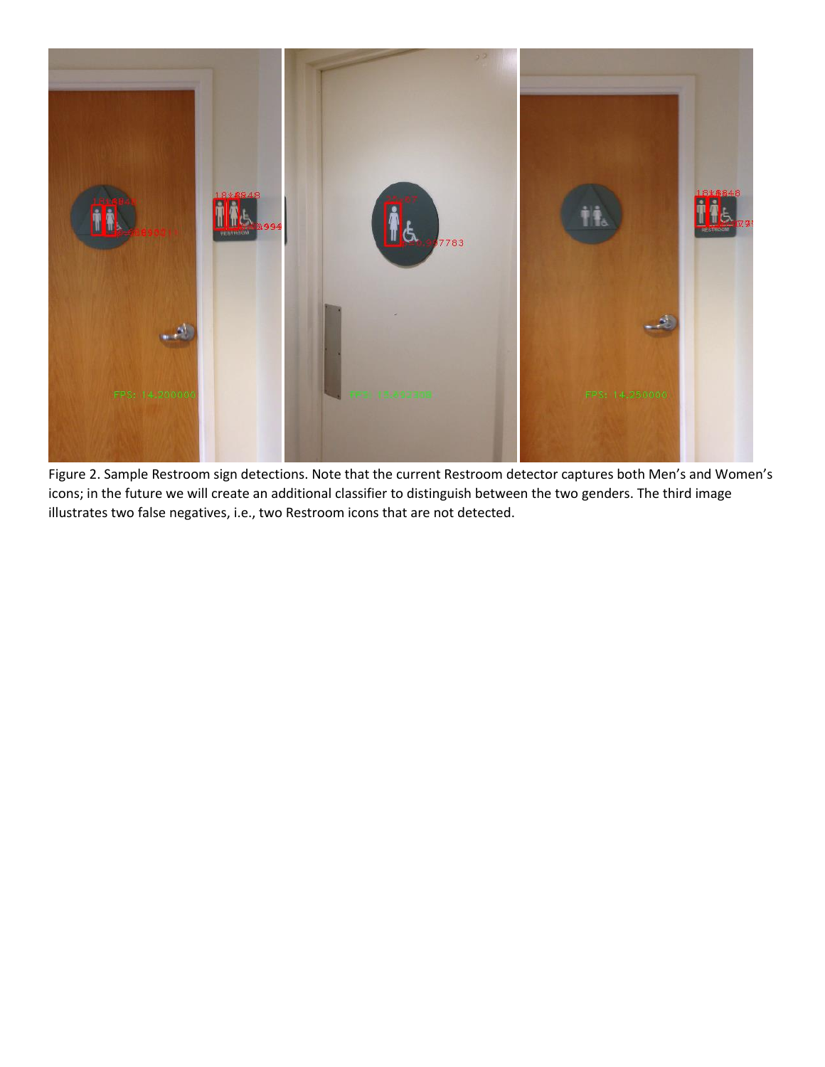Figure 2. Sample Restroom sign detections. Note that the current Restroom detector captures both Men's and Women's icons; in the future we will create an additional classifier to distinguish between the two genders. The third image illustrates two false negatives, i.e., two Restroom icons that are not detected.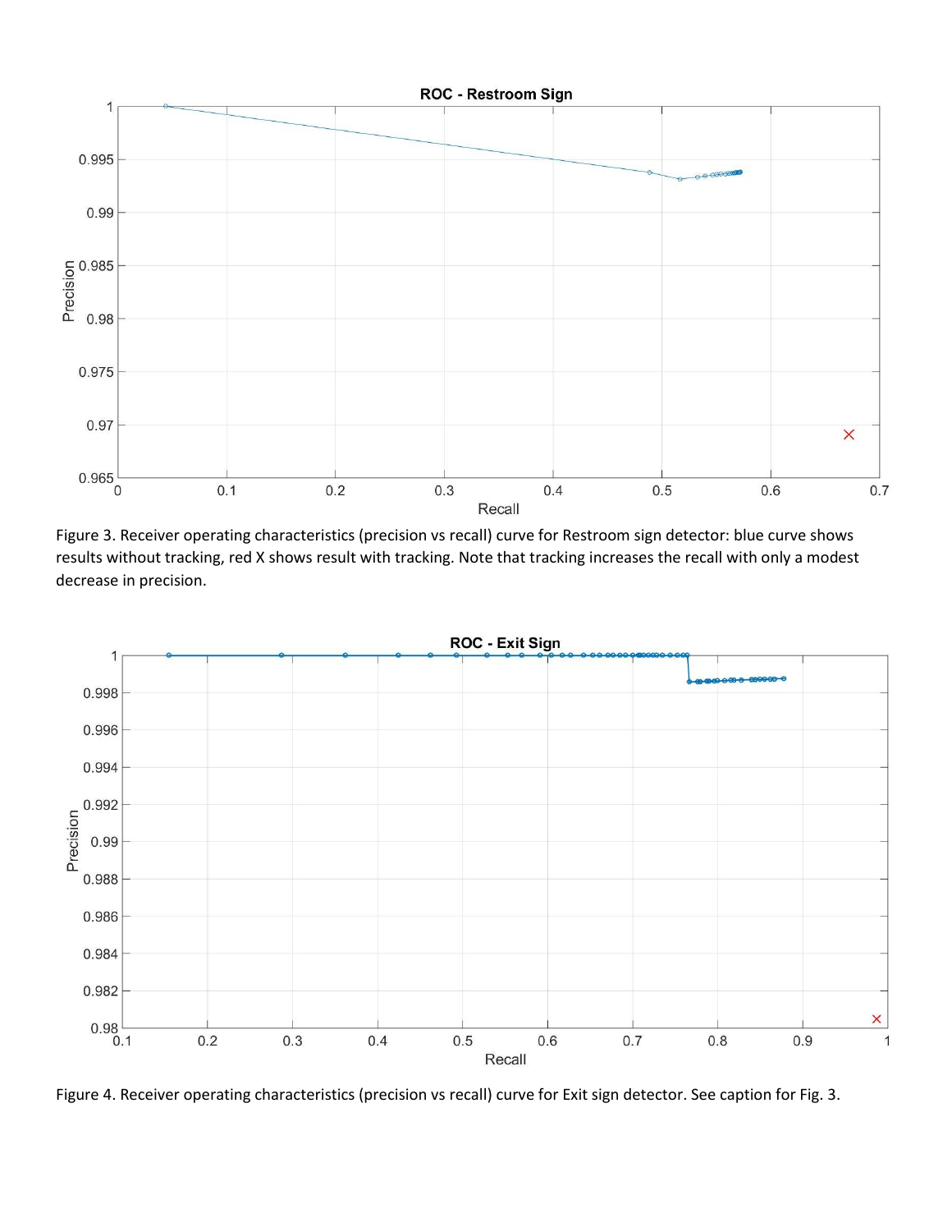ROC - Restroom Sign

Precision

Recall

1
0.995
0.99
0.985
0.98
0.975
0.97
0.965

0
0.1
0.2
0.3
0.4
0.5
0.6
0.7

Figure 3. Receiver operating characteristics (precision vs recall) curve for Restroom sign detector: blue curve shows results without tracking, red X shows result with tracking. Note that tracking increases the recall with only a modest decrease in precision.

ROC - Exit Sign

Precision

Recall

1
0.998
0.996
0.994
0.992
0.99
0.988
0.986
0.984
0.982
0.98

0.1
0.2
0.3
0.4
0.5
0.6
0.7
0.8
0.9
1

Figure 4. Receiver operating characteristics (precision vs recall) curve for Exit sign detector. See caption for Fig. 3.